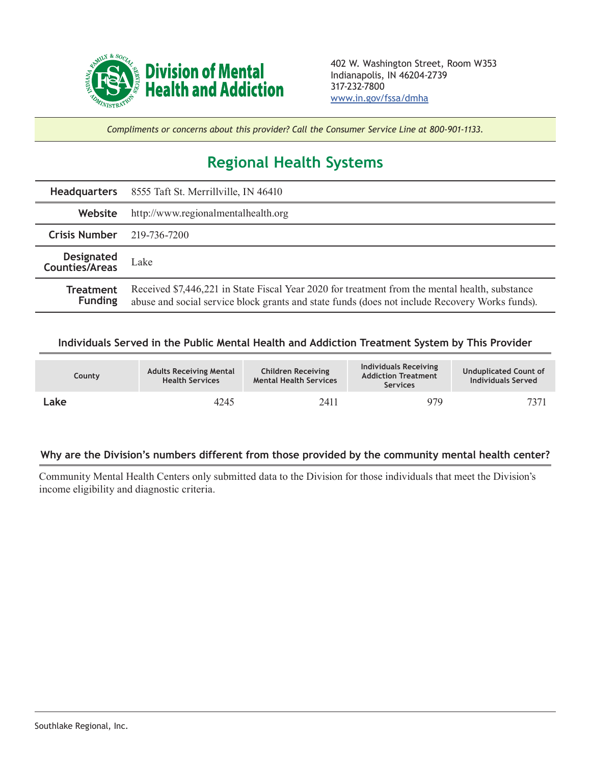**Division of Mental Health and Addiction**

402 W. Washington Street, Room W353
Indianapolis, IN 46204-2739
317-232-7800
www.in.gov/fssa/dmha

*Compliments or concerns about this provider? Call the Consumer Service Line at 800-901-1133.*

# Regional Health Systems

| | |
|---|---|
| **Headquarters** | 8555 Taft St. Merrillville, IN 46410 |
| **Website** | http://www.regionalmentalhealth.org |
| **Crisis Number** | 219-736-7200 |
| **Designated Counties/Areas** | Lake |
| **Treatment Funding** | Received $7,446,221 in State Fiscal Year 2020 for treatment from the mental health, substance abuse and social service block grants and state funds (does not include Recovery Works funds). |

### Individuals Served in the Public Mental Health and Addiction Treatment System by This Provider

| County | Adults Receiving Mental Health Services | Children Receiving Mental Health Services | Individuals Receiving Addiction Treatment Services | Unduplicated Count of Individuals Served |
|---|---|---|---|---|
| **Lake** | 4245 | 2411 | 979 | 7371 |

### Why are the Division's numbers different from those provided by the community mental health center?

Community Mental Health Centers only submitted data to the Division for those individuals that meet the Division's income eligibility and diagnostic criteria.

Southlake Regional, Inc.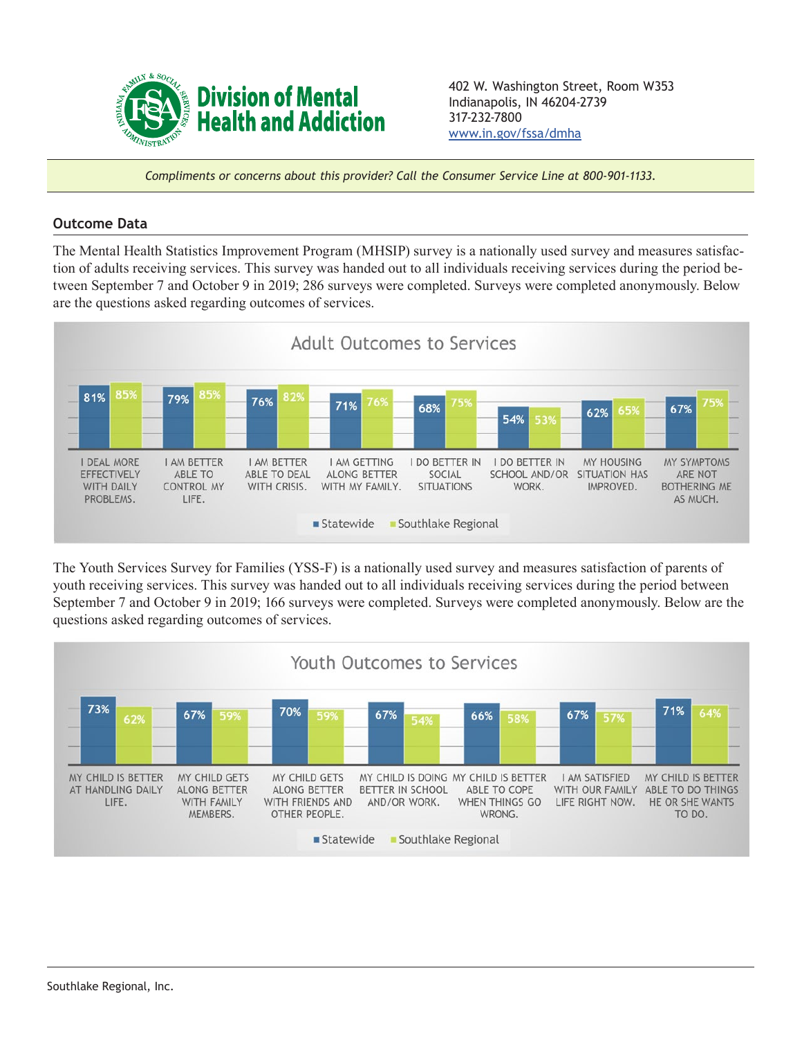Division of Mental Health and Addiction

402 W. Washington Street, Room W353
Indianapolis, IN 46204-2739
317-232-7800
www.in.gov/fssa/dmha

*Compliments or concerns about this provider? Call the Consumer Service Line at 800-901-1133.*

## Outcome Data

The Mental Health Statistics Improvement Program (MHSIP) survey is a nationally used survey and measures satisfaction of adults receiving services. This survey was handed out to all individuals receiving services during the period between September 7 and October 9 in 2019; 286 surveys were completed. Surveys were completed anonymously. Below are the questions asked regarding outcomes of services.

Adult Outcomes to Services

81% 85%
I DEAL MORE EFFECTIVELY WITH DAILY PROBLEMS.

79% 85%
I AM BETTER ABLE TO CONTROL MY LIFE.

76% 82%
I AM BETTER ABLE TO DEAL WITH CRISIS.

71% 76%
I AM GETTING ALONG BETTER WITH MY FAMILY.

68% 75%
I DO BETTER IN SOCIAL SITUATIONS

54% 53%
I DO BETTER IN SCHOOL AND/OR WORK.

62% 65%
MY HOUSING SITUATION HAS IMPROVED.

67% 75%
MY SYMPTOMS ARE NOT BOTHERING ME AS MUCH.

Statewide
Southlake Regional

The Youth Services Survey for Families (YSS-F) is a nationally used survey and measures satisfaction of parents of youth receiving services. This survey was handed out to all individuals receiving services during the period between September 7 and October 9 in 2019; 166 surveys were completed. Surveys were completed anonymously. Below are the questions asked regarding outcomes of services.

Youth Outcomes to Services

73% 62%
MY CHILD IS BETTER AT HANDLING DAILY LIFE.

67% 59%
MY CHILD GETS ALONG BETTER WITH FAMILY MEMBERS.

70% 59%
MY CHILD GETS ALONG BETTER WITH FRIENDS AND OTHER PEOPLE.

67% 54%
MY CHILD IS DOING BETTER IN SCHOOL AND/OR WORK.

66% 58%
MY CHILD IS BETTER ABLE TO COPE WHEN THINGS GO WRONG.

67% 57%
I AM SATISFIED WITH OUR FAMILY LIFE RIGHT NOW.

71% 64%
MY CHILD IS BETTER ABLE TO DO THINGS HE OR SHE WANTS TO DO.

Statewide
Southlake Regional

Southlake Regional, Inc.